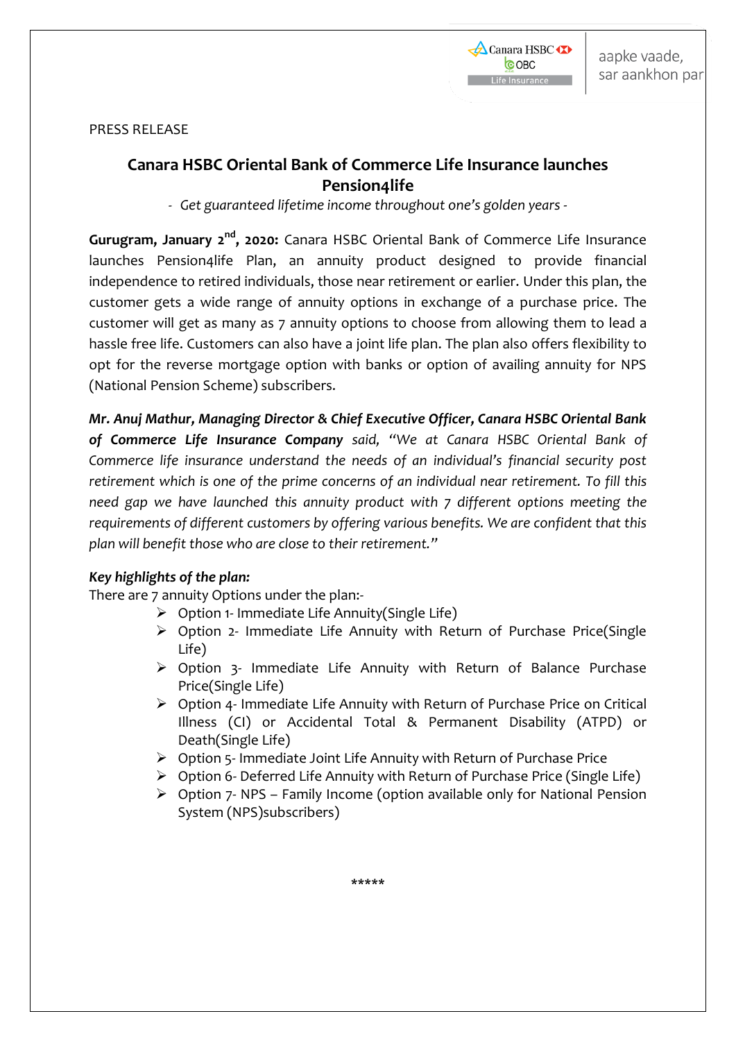PRESS RELEASE

# Canara HSBC Oriental Bank of Commerce Life Insurance launches Pension4life

*- Get guaranteed lifetime income throughout one's golden years -*

**Gurugram, January 2nd, 2020:** Canara HSBC Oriental Bank of Commerce Life Insurance launches Pension4life Plan, an annuity product designed to provide financial independence to retired individuals, those near retirement or earlier. Under this plan, the customer gets a wide range of annuity options in exchange of a purchase price. The customer will get as many as 7 annuity options to choose from allowing them to lead a hassle free life. Customers can also have a joint life plan. The plan also offers flexibility to opt for the reverse mortgage option with banks or option of availing annuity for NPS (National Pension Scheme) subscribers.

***Mr. Anuj Mathur, Managing Director & Chief Executive Officer, Canara HSBC Oriental Bank of Commerce Life Insurance Company*** *said, "We at Canara HSBC Oriental Bank of Commerce life insurance understand the needs of an individual's financial security post retirement which is one of the prime concerns of an individual near retirement. To fill this need gap we have launched this annuity product with 7 different options meeting the requirements of different customers by offering various benefits. We are confident that this plan will benefit those who are close to their retirement."*

***Key highlights of the plan:***

There are 7 annuity Options under the plan:-

- Option 1- Immediate Life Annuity(Single Life)
- Option 2- Immediate Life Annuity with Return of Purchase Price(Single Life)
- Option 3- Immediate Life Annuity with Return of Balance Purchase Price(Single Life)
- Option 4- Immediate Life Annuity with Return of Purchase Price on Critical Illness (CI) or Accidental Total & Permanent Disability (ATPD) or Death(Single Life)
- Option 5- Immediate Joint Life Annuity with Return of Purchase Price
- Option 6- Deferred Life Annuity with Return of Purchase Price (Single Life)
- Option 7- NPS – Family Income (option available only for National Pension System (NPS)subscribers)

*****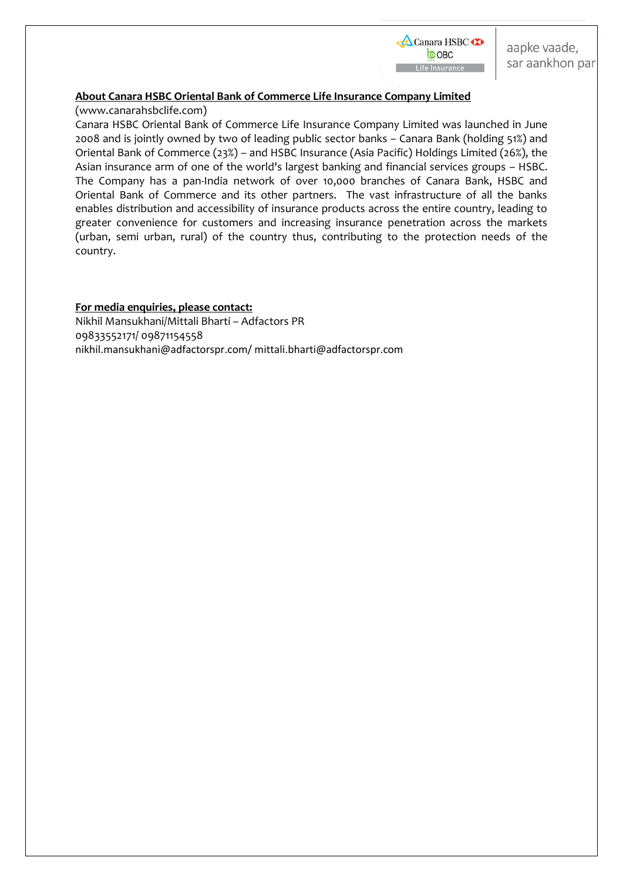**About Canara HSBC Oriental Bank of Commerce Life Insurance Company Limited**

(www.canarahsbclife.com)

Canara HSBC Oriental Bank of Commerce Life Insurance Company Limited was launched in June 2008 and is jointly owned by two of leading public sector banks – Canara Bank (holding 51%) and Oriental Bank of Commerce (23%) – and HSBC Insurance (Asia Pacific) Holdings Limited (26%), the Asian insurance arm of one of the world's largest banking and financial services groups – HSBC. The Company has a pan-India network of over 10,000 branches of Canara Bank, HSBC and Oriental Bank of Commerce and its other partners. The vast infrastructure of all the banks enables distribution and accessibility of insurance products across the entire country, leading to greater convenience for customers and increasing insurance penetration across the markets (urban, semi urban, rural) of the country thus, contributing to the protection needs of the country.

**For media enquiries, please contact:**

Nikhil Mansukhani/Mittali Bharti – Adfactors PR
09833552171/ 09871154558
nikhil.mansukhani@adfactorspr.com/ mittali.bharti@adfactorspr.com